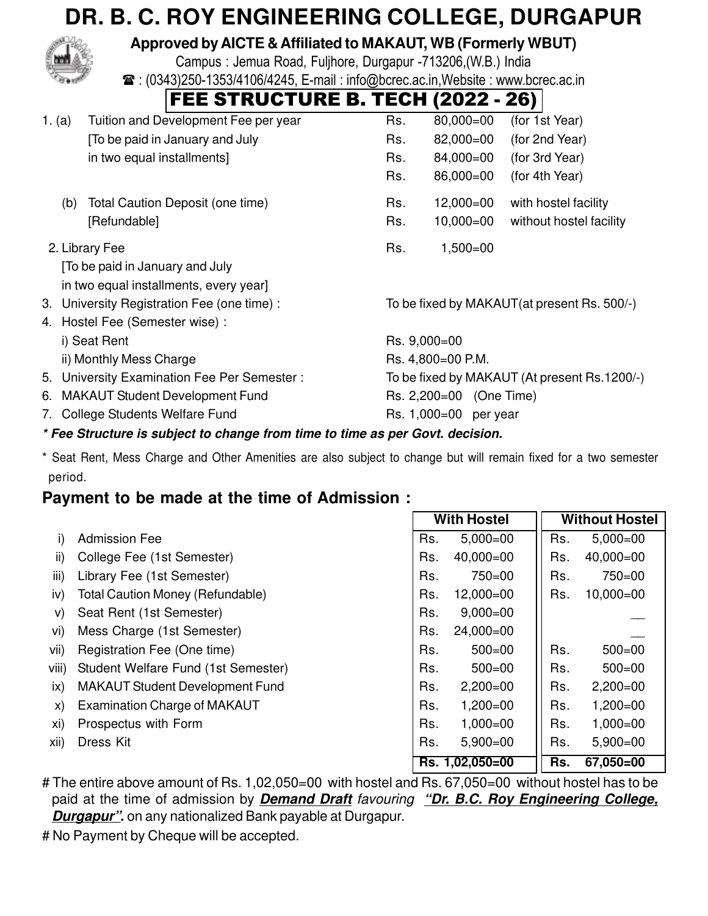# DR. B. C. ROY ENGINEERING COLLEGE, DURGAPUR

**Approved by AICTE & Affiliated to MAKAUT, WB (Formerly WBUT)**

Campus : Jemua Road, Fuljhore, Durgapur -713206,(W.B.) India

☎ : (0343)250-1353/4106/4245, E-mail : info@bcrec.ac.in,Website : www.bcrec.ac.in

## FEE STRUCTURE B. TECH (2022 - 26)

1. (a) Tuition and Development Fee per year [To be paid in January and July in two equal installments]
   - Rs. 80,000=00 (for 1st Year)
   - Rs. 82,000=00 (for 2nd Year)
   - Rs. 84,000=00 (for 3rd Year)
   - Rs. 86,000=00 (for 4th Year)

   (b) Total Caution Deposit (one time) [Refundable]
   - Rs. 12,000=00 with hostel facility
   - Rs. 10,000=00 without hostel facility

2. Library Fee [To be paid in January and July in two equal installments, every year] — Rs. 1,500=00
3. University Registration Fee (one time) : — To be fixed by MAKAUT(at present Rs. 500/-)
4. Hostel Fee (Semester wise) :
   - i) Seat Rent — Rs. 9,000=00
   - ii) Monthly Mess Charge — Rs. 4,800=00 P.M.
5. University Examination Fee Per Semester : — To be fixed by MAKAUT (At present Rs.1200/-)
6. MAKAUT Student Development Fund — Rs. 2,200=00 (One Time)
7. College Students Welfare Fund — Rs. 1,000=00 per year

***\* Fee Structure is subject to change from time to time as per Govt. decision.***

\* Seat Rent, Mess Charge and Other Amenities are also subject to change but will remain fixed for a two semester period.

### Payment to be made at the time of Admission :

| | | With Hostel | Without Hostel |
|---|---|---|---|
| i) | Admission Fee | Rs. 5,000=00 | Rs. 5,000=00 |
| ii) | College Fee (1st Semester) | Rs. 40,000=00 | Rs. 40,000=00 |
| iii) | Library Fee (1st Semester) | Rs. 750=00 | Rs. 750=00 |
| iv) | Total Caution Money (Refundable) | Rs. 12,000=00 | Rs. 10,000=00 |
| v) | Seat Rent (1st Semester) | Rs. 9,000=00 | __ |
| vi) | Mess Charge (1st Semester) | Rs. 24,000=00 | __ |
| vii) | Registration Fee (One time) | Rs. 500=00 | Rs. 500=00 |
| viii) | Student Welfare Fund (1st Semester) | Rs. 500=00 | Rs. 500=00 |
| ix) | MAKAUT Student Development Fund | Rs. 2,200=00 | Rs. 2,200=00 |
| x) | Examination Charge of MAKAUT | Rs. 1,200=00 | Rs. 1,200=00 |
| xi) | Prospectus with Form | Rs. 1,000=00 | Rs. 1,000=00 |
| xii) | Dress Kit | Rs. 5,900=00 | Rs. 5,900=00 |
| | | **Rs. 1,02,050=00** | **Rs. 67,050=00** |

\# The entire above amount of Rs. 1,02,050=00 with hostel and Rs. 67,050=00 without hostel has to be paid at the time of admission by ***Demand Draft*** *favouring* ***"Dr. B.C. Roy Engineering College, Durgapur".*** on any nationalized Bank payable at Durgapur.

\# No Payment by Cheque will be accepted.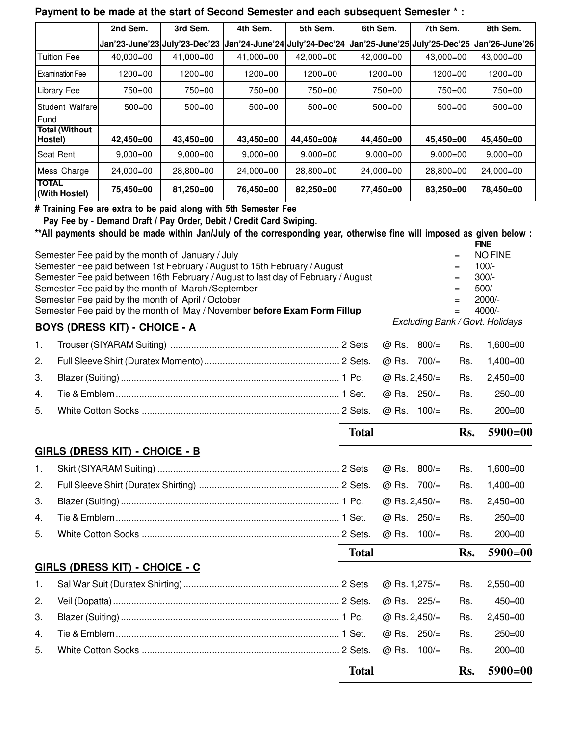**Payment to be made at the start of Second Semester and each subsequent Semester * :**

| | 2nd Sem. Jan'23-June'23 | 3rd Sem. July'23-Dec'23 | 4th Sem. Jan'24-June'24 | 5th Sem. July'24-Dec'24 | 6th Sem. Jan'25-June'25 | 7th Sem. July'25-Dec'25 | 8th Sem. Jan'26-June'26 |
|---|---|---|---|---|---|---|---|
| Tuition Fee | 40,000=00 | 41,000=00 | 41,000=00 | 42,000=00 | 42,000=00 | 43,000=00 | 43,000=00 |
| Examination Fee | 1200=00 | 1200=00 | 1200=00 | 1200=00 | 1200=00 | 1200=00 | 1200=00 |
| Library Fee | 750=00 | 750=00 | 750=00 | 750=00 | 750=00 | 750=00 | 750=00 |
| Student Walfare Fund | 500=00 | 500=00 | 500=00 | 500=00 | 500=00 | 500=00 | 500=00 |
| **Total (Without Hostel)** | **42,450=00** | **43,450=00** | **43,450=00** | **44,450=00#** | **44,450=00** | **45,450=00** | **45,450=00** |
| Seat Rent | 9,000=00 | 9,000=00 | 9,000=00 | 9,000=00 | 9,000=00 | 9,000=00 | 9,000=00 |
| Mess Charge | 24,000=00 | 28,800=00 | 24,000=00 | 28,800=00 | 24,000=00 | 28,800=00 | 24,000=00 |
| **TOTAL (With Hostel)** | **75,450=00** | **81,250=00** | **76,450=00** | **82,250=00** | **77,450=00** | **83,250=00** | **78,450=00** |

**# Training Fee are extra to be paid along with 5th Semester Fee**

**Pay Fee by - Demand Draft / Pay Order, Debit / Credit Card Swiping.**

**\*\*All payments should be made within Jan/July of the corresponding year, otherwise fine will imposed as given below :**

| | | **FINE** |
|---|---|---|
| Semester Fee paid by the month of January / July | = | NO FINE |
| Semester Fee paid between 1st February / August to 15th February / August | = | 100/- |
| Semester Fee paid between 16th February / August to last day of February / August | = | 300/- |
| Semester Fee paid by the month of March /September | = | 500/- |
| Semester Fee paid by the month of April / October | = | 2000/- |
| Semester Fee paid by the month of May / November **before Exam Form Fillup** | = | 4000/- |

*Excluding Bank / Govt. Holidays*

## BOYS (DRESS KIT) - CHOICE - A

| | | | | |
|---|---|---|---|---|
| 1. | Trouser (SIYARAM Suiting) | 2 Sets | @ Rs. 800/= | Rs. 1,600=00 |
| 2. | Full Sleeve Shirt (Duratex Momento) | 2 Sets. | @ Rs. 700/= | Rs. 1,400=00 |
| 3. | Blazer (Suiting) | 1 Pc. | @ Rs. 2,450/= | Rs. 2,450=00 |
| 4. | Tie & Emblem | 1 Set. | @ Rs. 250/= | Rs. 250=00 |
| 5. | White Cotton Socks | 2 Sets. | @ Rs. 100/= | Rs. 200=00 |
| | | **Total** | | **Rs. 5900=00** |

## GIRLS (DRESS KIT) - CHOICE - B

| | | | | |
|---|---|---|---|---|
| 1. | Skirt (SIYARAM Suiting) | 2 Sets | @ Rs. 800/= | Rs. 1,600=00 |
| 2. | Full Sleeve Shirt (Duratex Shirting) | 2 Sets. | @ Rs. 700/= | Rs. 1,400=00 |
| 3. | Blazer (Suiting) | 1 Pc. | @ Rs. 2,450/= | Rs. 2,450=00 |
| 4. | Tie & Emblem | 1 Set. | @ Rs. 250/= | Rs. 250=00 |
| 5. | White Cotton Socks | 2 Sets. | @ Rs. 100/= | Rs. 200=00 |
| | | **Total** | | **Rs. 5900=00** |

## GIRLS (DRESS KIT) - CHOICE - C

| | | | | |
|---|---|---|---|---|
| 1. | Sal War Suit (Duratex Shirting) | 2 Sets | @ Rs. 1,275/= | Rs. 2,550=00 |
| 2. | Veil (Dopatta) | 2 Sets. | @ Rs. 225/= | Rs. 450=00 |
| 3. | Blazer (Suiting) | 1 Pc. | @ Rs. 2,450/= | Rs. 2,450=00 |
| 4. | Tie & Emblem | 1 Set. | @ Rs. 250/= | Rs. 250=00 |
| 5. | White Cotton Socks | 2 Sets. | @ Rs. 100/= | Rs. 200=00 |
| | | **Total** | | **Rs. 5900=00** |